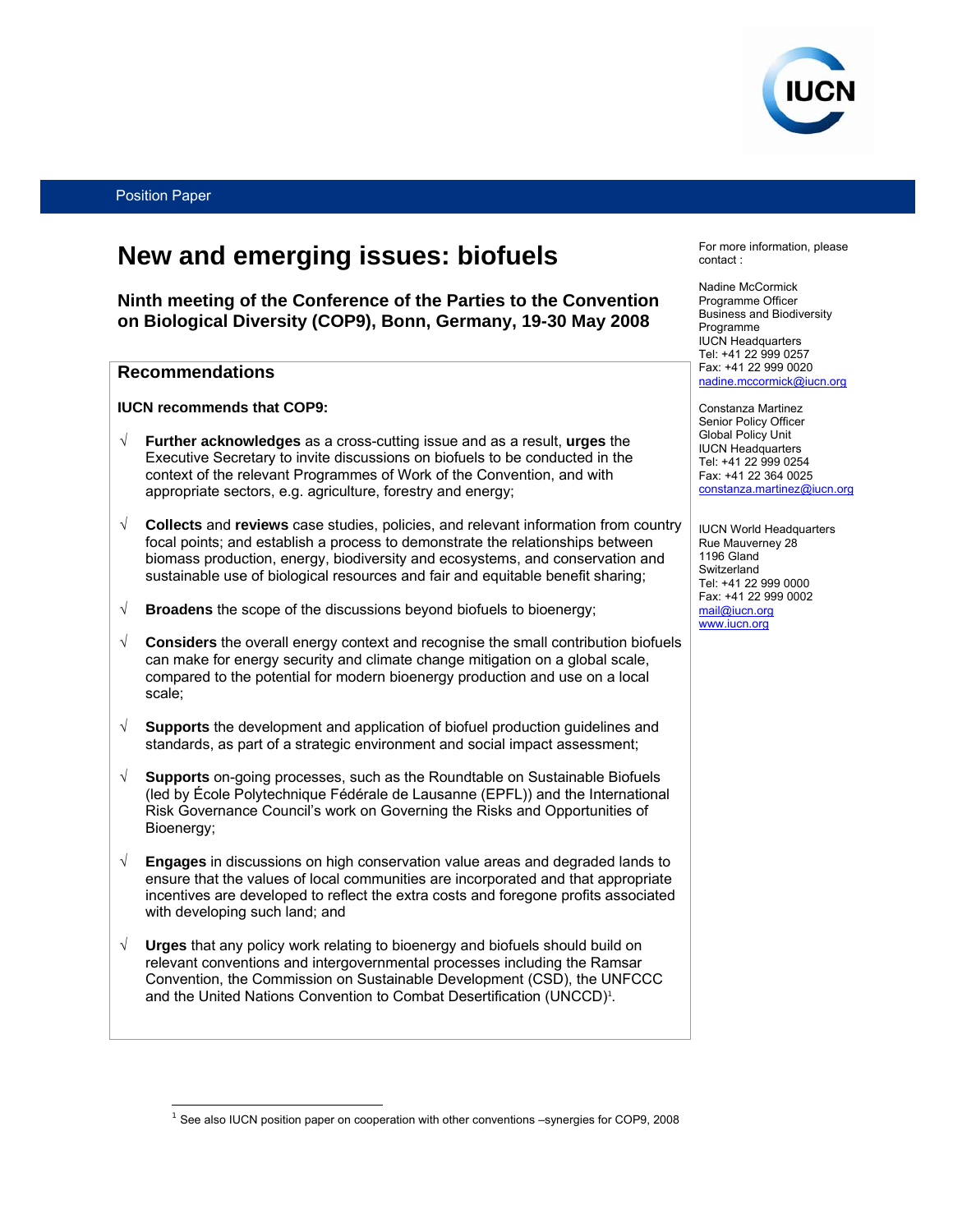Position Paper

# New and emerging issues: biofuels

## Ninth meeting of the Conference of the Parties to the Convention on Biological Diversity (COP9), Bonn, Germany, 19-30 May 2008

For more information, please contact :

Nadine McCormick
Programme Officer
Business and Biodiversity Programme
IUCN Headquarters
Tel: +41 22 999 0257
Fax: +41 22 999 0020
nadine.mccormick@iucn.org

Constanza Martinez
Senior Policy Officer
Global Policy Unit
IUCN Headquarters
Tel: +41 22 999 0254
Fax: +41 22 364 0025
constanza.martinez@iucn.org

IUCN World Headquarters
Rue Mauverney 28
1196 Gland
Switzerland
Tel: +41 22 999 0000
Fax: +41 22 999 0002
mail@iucn.org
www.iucn.org

### Recommendations

**IUCN recommends that COP9:**

- √ **Further acknowledges** as a cross-cutting issue and as a result, **urges** the Executive Secretary to invite discussions on biofuels to be conducted in the context of the relevant Programmes of Work of the Convention, and with appropriate sectors, e.g. agriculture, forestry and energy;
- √ **Collects** and **reviews** case studies, policies, and relevant information from country focal points; and establish a process to demonstrate the relationships between biomass production, energy, biodiversity and ecosystems, and conservation and sustainable use of biological resources and fair and equitable benefit sharing;
- √ **Broadens** the scope of the discussions beyond biofuels to bioenergy;
- √ **Considers** the overall energy context and recognise the small contribution biofuels can make for energy security and climate change mitigation on a global scale, compared to the potential for modern bioenergy production and use on a local scale;
- √ **Supports** the development and application of biofuel production guidelines and standards, as part of a strategic environment and social impact assessment;
- √ **Supports** on-going processes, such as the Roundtable on Sustainable Biofuels (led by École Polytechnique Fédérale de Lausanne (EPFL)) and the International Risk Governance Council's work on Governing the Risks and Opportunities of Bioenergy;
- √ **Engages** in discussions on high conservation value areas and degraded lands to ensure that the values of local communities are incorporated and that appropriate incentives are developed to reflect the extra costs and foregone profits associated with developing such land; and
- √ **Urges** that any policy work relating to bioenergy and biofuels should build on relevant conventions and intergovernmental processes including the Ramsar Convention, the Commission on Sustainable Development (CSD), the UNFCCC and the United Nations Convention to Combat Desertification (UNCCD)[1].

[1] See also IUCN position paper on cooperation with other conventions –synergies for COP9, 2008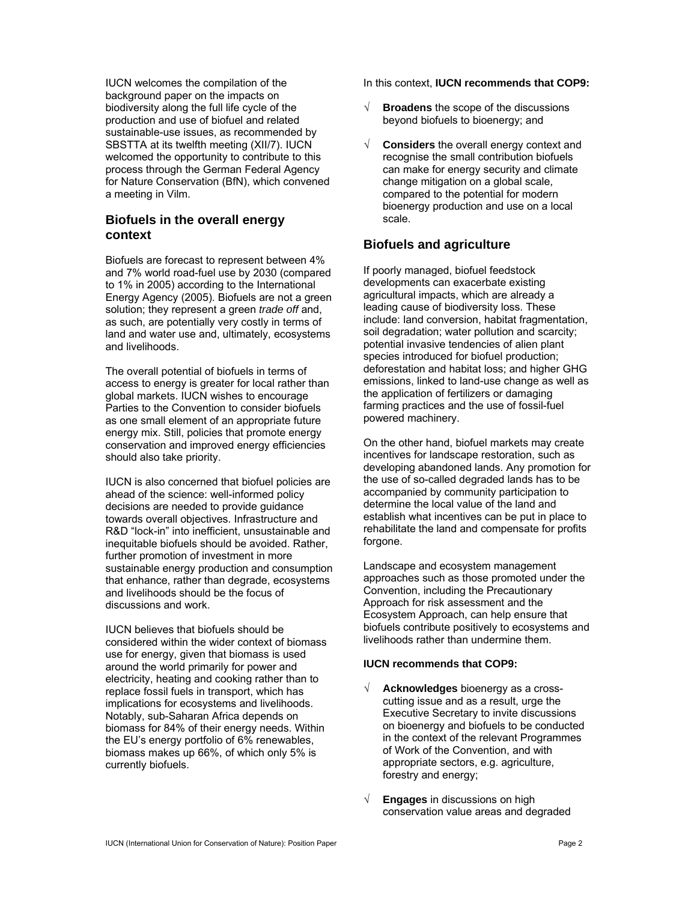IUCN welcomes the compilation of the background paper on the impacts on biodiversity along the full life cycle of the production and use of biofuel and related sustainable-use issues, as recommended by SBSTTA at its twelfth meeting (XII/7). IUCN welcomed the opportunity to contribute to this process through the German Federal Agency for Nature Conservation (BfN), which convened a meeting in Vilm.

## Biofuels in the overall energy context

Biofuels are forecast to represent between 4% and 7% world road-fuel use by 2030 (compared to 1% in 2005) according to the International Energy Agency (2005). Biofuels are not a green solution; they represent a green *trade off* and, as such, are potentially very costly in terms of land and water use and, ultimately, ecosystems and livelihoods.

The overall potential of biofuels in terms of access to energy is greater for local rather than global markets. IUCN wishes to encourage Parties to the Convention to consider biofuels as one small element of an appropriate future energy mix. Still, policies that promote energy conservation and improved energy efficiencies should also take priority.

IUCN is also concerned that biofuel policies are ahead of the science: well-informed policy decisions are needed to provide guidance towards overall objectives. Infrastructure and R&D "lock-in" into inefficient, unsustainable and inequitable biofuels should be avoided. Rather, further promotion of investment in more sustainable energy production and consumption that enhance, rather than degrade, ecosystems and livelihoods should be the focus of discussions and work.

IUCN believes that biofuels should be considered within the wider context of biomass use for energy, given that biomass is used around the world primarily for power and electricity, heating and cooking rather than to replace fossil fuels in transport, which has implications for ecosystems and livelihoods. Notably, sub-Saharan Africa depends on biomass for 84% of their energy needs. Within the EU's energy portfolio of 6% renewables, biomass makes up 66%, of which only 5% is currently biofuels.

In this context, **IUCN recommends that COP9:**

- √ **Broadens** the scope of the discussions beyond biofuels to bioenergy; and
- √ **Considers** the overall energy context and recognise the small contribution biofuels can make for energy security and climate change mitigation on a global scale, compared to the potential for modern bioenergy production and use on a local scale.

## Biofuels and agriculture

If poorly managed, biofuel feedstock developments can exacerbate existing agricultural impacts, which are already a leading cause of biodiversity loss. These include: land conversion, habitat fragmentation, soil degradation; water pollution and scarcity; potential invasive tendencies of alien plant species introduced for biofuel production; deforestation and habitat loss; and higher GHG emissions, linked to land-use change as well as the application of fertilizers or damaging farming practices and the use of fossil-fuel powered machinery.

On the other hand, biofuel markets may create incentives for landscape restoration, such as developing abandoned lands. Any promotion for the use of so-called degraded lands has to be accompanied by community participation to determine the local value of the land and establish what incentives can be put in place to rehabilitate the land and compensate for profits forgone.

Landscape and ecosystem management approaches such as those promoted under the Convention, including the Precautionary Approach for risk assessment and the Ecosystem Approach, can help ensure that biofuels contribute positively to ecosystems and livelihoods rather than undermine them.

**IUCN recommends that COP9:**

- √ **Acknowledges** bioenergy as a cross-cutting issue and as a result, urge the Executive Secretary to invite discussions on bioenergy and biofuels to be conducted in the context of the relevant Programmes of Work of the Convention, and with appropriate sectors, e.g. agriculture, forestry and energy;
- √ **Engages** in discussions on high conservation value areas and degraded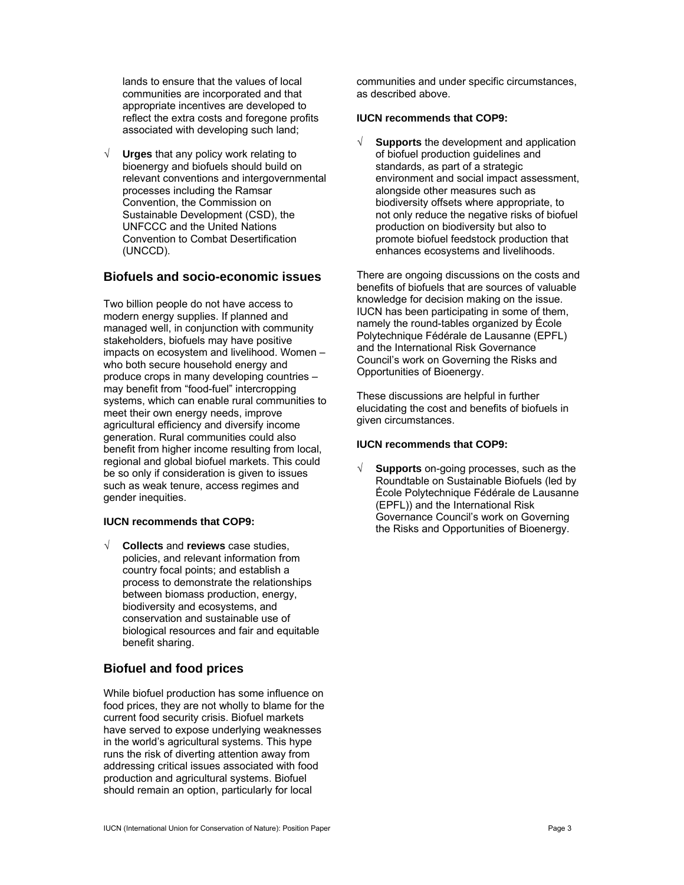lands to ensure that the values of local communities are incorporated and that appropriate incentives are developed to reflect the extra costs and foregone profits associated with developing such land;

- √ **Urges** that any policy work relating to bioenergy and biofuels should build on relevant conventions and intergovernmental processes including the Ramsar Convention, the Commission on Sustainable Development (CSD), the UNFCCC and the United Nations Convention to Combat Desertification (UNCCD).

## Biofuels and socio-economic issues

Two billion people do not have access to modern energy supplies. If planned and managed well, in conjunction with community stakeholders, biofuels may have positive impacts on ecosystem and livelihood. Women – who both secure household energy and produce crops in many developing countries – may benefit from "food-fuel" intercropping systems, which can enable rural communities to meet their own energy needs, improve agricultural efficiency and diversify income generation. Rural communities could also benefit from higher income resulting from local, regional and global biofuel markets. This could be so only if consideration is given to issues such as weak tenure, access regimes and gender inequities.

**IUCN recommends that COP9:**

- √ **Collects** and **reviews** case studies, policies, and relevant information from country focal points; and establish a process to demonstrate the relationships between biomass production, energy, biodiversity and ecosystems, and conservation and sustainable use of biological resources and fair and equitable benefit sharing.

## Biofuel and food prices

While biofuel production has some influence on food prices, they are not wholly to blame for the current food security crisis. Biofuel markets have served to expose underlying weaknesses in the world's agricultural systems. This hype runs the risk of diverting attention away from addressing critical issues associated with food production and agricultural systems. Biofuel should remain an option, particularly for local communities and under specific circumstances, as described above.

**IUCN recommends that COP9:**

- √ **Supports** the development and application of biofuel production guidelines and standards, as part of a strategic environment and social impact assessment, alongside other measures such as biodiversity offsets where appropriate, to not only reduce the negative risks of biofuel production on biodiversity but also to promote biofuel feedstock production that enhances ecosystems and livelihoods.

There are ongoing discussions on the costs and benefits of biofuels that are sources of valuable knowledge for decision making on the issue. IUCN has been participating in some of them, namely the round-tables organized by École Polytechnique Fédérale de Lausanne (EPFL) and the International Risk Governance Council's work on Governing the Risks and Opportunities of Bioenergy.

These discussions are helpful in further elucidating the cost and benefits of biofuels in given circumstances.

**IUCN recommends that COP9:**

- √ **Supports** on-going processes, such as the Roundtable on Sustainable Biofuels (led by École Polytechnique Fédérale de Lausanne (EPFL)) and the International Risk Governance Council's work on Governing the Risks and Opportunities of Bioenergy.